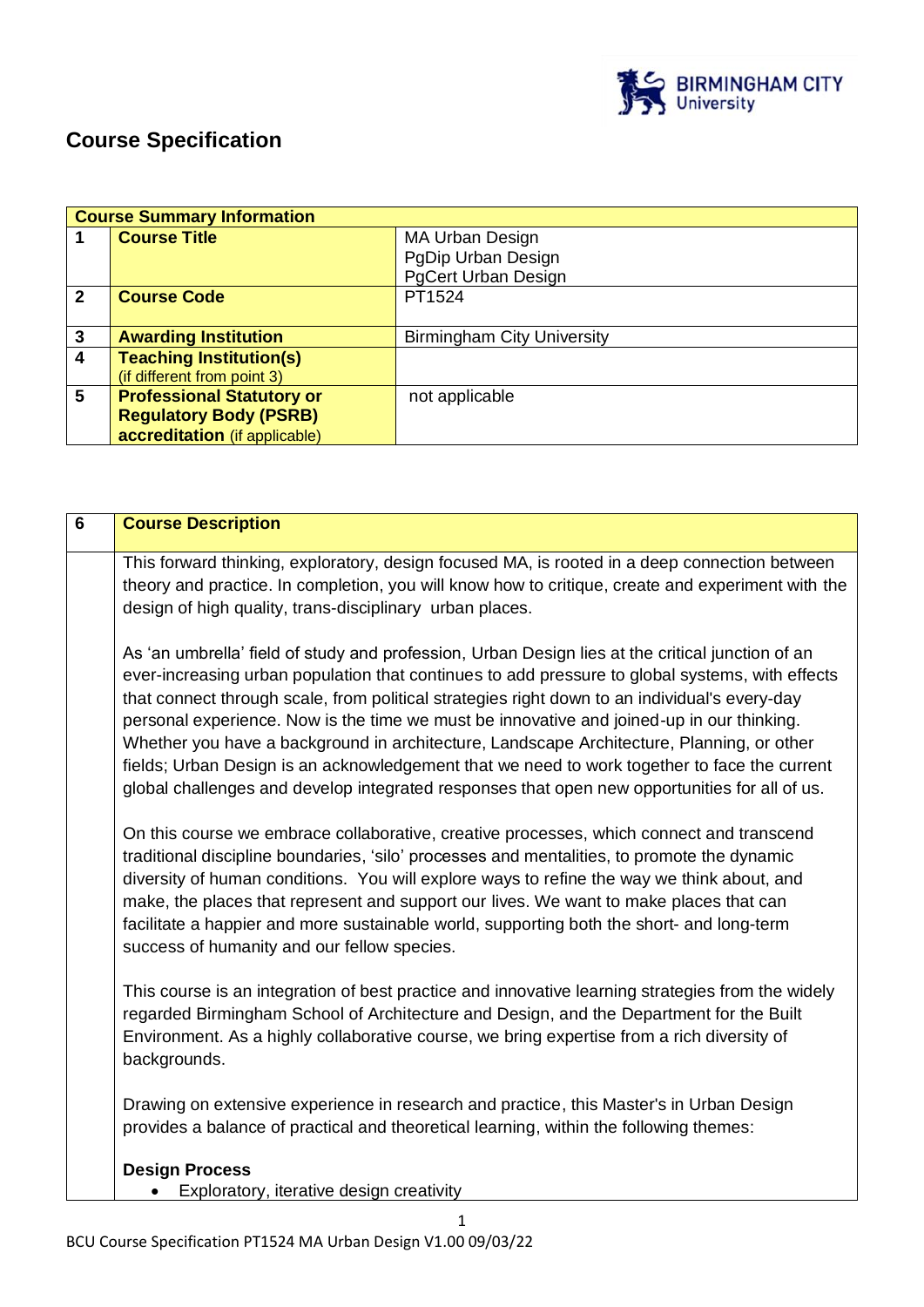# Course Specification

| Course Summary Information | | |
|---|---|---|
| 1 | **Course Title** | MA Urban Design<br>PgDip Urban Design<br>PgCert Urban Design |
| 2 | **Course Code** | PT1524 |
| 3 | **Awarding Institution** | Birmingham City University |
| 4 | **Teaching Institution(s)** (if different from point 3) | |
| 5 | **Professional Statutory or Regulatory Body (PSRB) accreditation** (if applicable) | not applicable |

| 6 | **Course Description** |
|---|---|

This forward thinking, exploratory, design focused MA, is rooted in a deep connection between theory and practice. In completion, you will know how to critique, create and experiment with the design of high quality, trans-disciplinary urban places.

As 'an umbrella' field of study and profession, Urban Design lies at the critical junction of an ever-increasing urban population that continues to add pressure to global systems, with effects that connect through scale, from political strategies right down to an individual's every-day personal experience. Now is the time we must be innovative and joined-up in our thinking. Whether you have a background in architecture, Landscape Architecture, Planning, or other fields; Urban Design is an acknowledgement that we need to work together to face the current global challenges and develop integrated responses that open new opportunities for all of us.

On this course we embrace collaborative, creative processes, which connect and transcend traditional discipline boundaries, 'silo' processes and mentalities, to promote the dynamic diversity of human conditions. You will explore ways to refine the way we think about, and make, the places that represent and support our lives. We want to make places that can facilitate a happier and more sustainable world, supporting both the short- and long-term success of humanity and our fellow species.

This course is an integration of best practice and innovative learning strategies from the widely regarded Birmingham School of Architecture and Design, and the Department for the Built Environment. As a highly collaborative course, we bring expertise from a rich diversity of backgrounds.

Drawing on extensive experience in research and practice, this Master's in Urban Design provides a balance of practical and theoretical learning, within the following themes:

**Design Process**

- Exploratory, iterative design creativity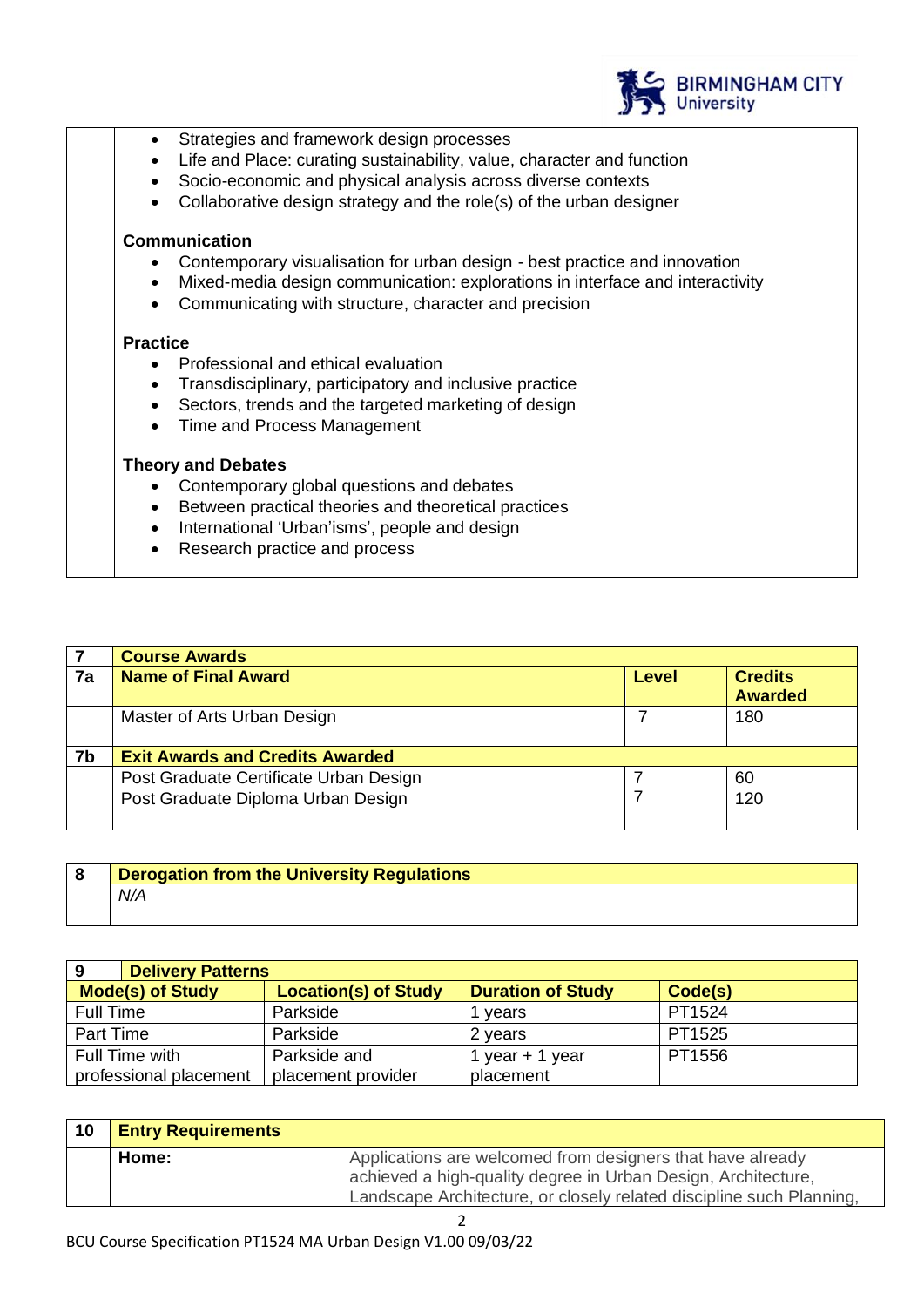- Strategies and framework design processes
- Life and Place: curating sustainability, value, character and function
- Socio-economic and physical analysis across diverse contexts
- Collaborative design strategy and the role(s) of the urban designer

**Communication**

- Contemporary visualisation for urban design - best practice and innovation
- Mixed-media design communication: explorations in interface and interactivity
- Communicating with structure, character and precision

**Practice**

- Professional and ethical evaluation
- Transdisciplinary, participatory and inclusive practice
- Sectors, trends and the targeted marketing of design
- Time and Process Management

**Theory and Debates**

- Contemporary global questions and debates
- Between practical theories and theoretical practices
- International 'Urban'isms', people and design
- Research practice and process

| 7 | **Course Awards** | | |
|---|---|---|---|
| **7a** | **Name of Final Award** | **Level** | **Credits Awarded** |
| | Master of Arts Urban Design | 7 | 180 |
| **7b** | **Exit Awards and Credits Awarded** | | |
| | Post Graduate Certificate Urban Design<br>Post Graduate Diploma Urban Design | 7<br>7 | 60<br>120 |

| 8 | **Derogation from the University Regulations** |
|---|---|
| | *N/A* |

| 9 **Delivery Patterns** | | | |
|---|---|---|---|
| **Mode(s) of Study** | **Location(s) of Study** | **Duration of Study** | **Code(s)** |
| Full Time | Parkside | 1 years | PT1524 |
| Part Time | Parkside | 2 years | PT1525 |
| Full Time with professional placement | Parkside and placement provider | 1 year + 1 year placement | PT1556 |

| 10 | **Entry Requirements** | |
|---|---|---|
| | **Home:** | Applications are welcomed from designers that have already achieved a high-quality degree in Urban Design, Architecture, Landscape Architecture, or closely related discipline such Planning, |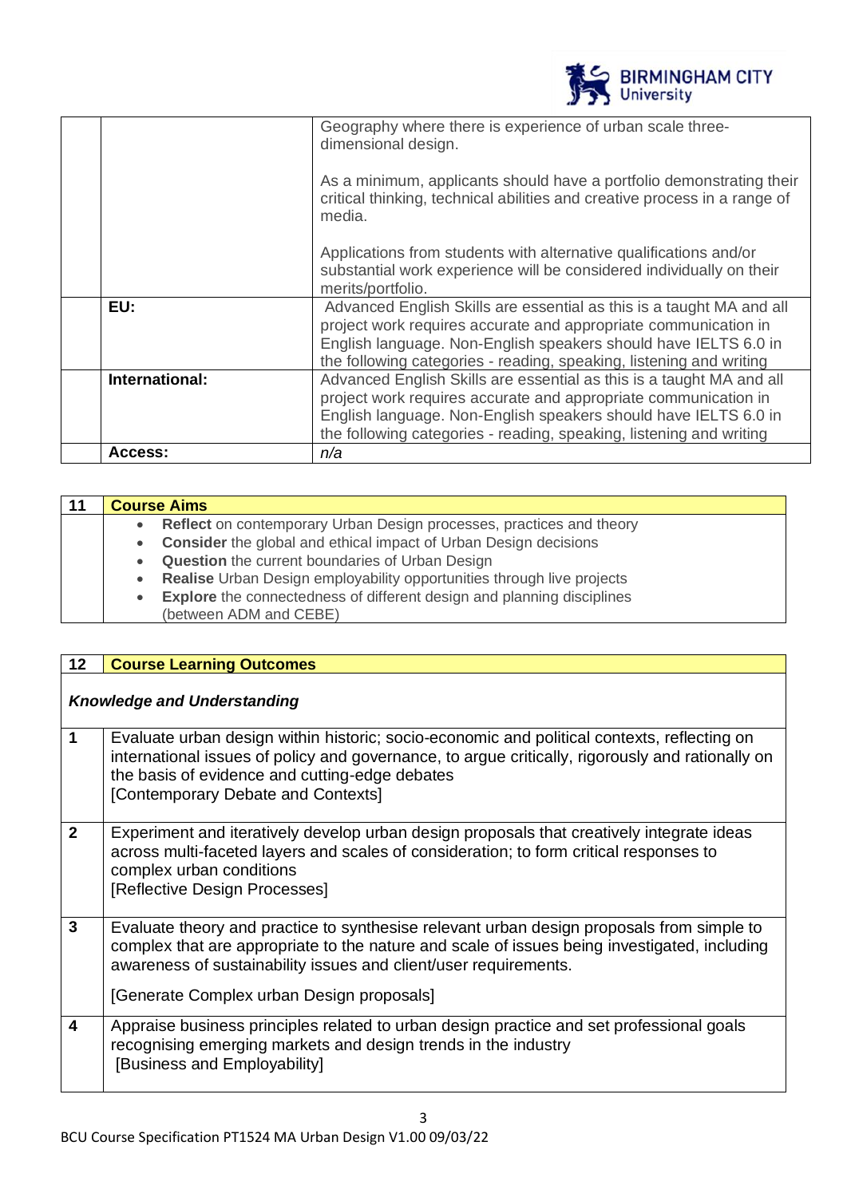| | | |
|---|---|---|
| | | Geography where there is experience of urban scale three-dimensional design.<br><br>As a minimum, applicants should have a portfolio demonstrating their critical thinking, technical abilities and creative process in a range of media.<br><br>Applications from students with alternative qualifications and/or substantial work experience will be considered individually on their merits/portfolio. |
| | **EU:** | Advanced English Skills are essential as this is a taught MA and all project work requires accurate and appropriate communication in English language. Non-English speakers should have IELTS 6.0 in the following categories - reading, speaking, listening and writing |
| | **International:** | Advanced English Skills are essential as this is a taught MA and all project work requires accurate and appropriate communication in English language. Non-English speakers should have IELTS 6.0 in the following categories - reading, speaking, listening and writing |
| | **Access:** | *n/a* |

| 11 | Course Aims |
|---|---|
| | • **Reflect** on contemporary Urban Design processes, practices and theory<br>• **Consider** the global and ethical impact of Urban Design decisions<br>• **Question** the current boundaries of Urban Design<br>• **Realise** Urban Design employability opportunities through live projects<br>• **Explore** the connectedness of different design and planning disciplines (between ADM and CEBE) |

| 12 | Course Learning Outcomes |
|---|---|
| | ***Knowledge and Understanding*** |
| 1 | Evaluate urban design within historic; socio-economic and political contexts, reflecting on international issues of policy and governance, to argue critically, rigorously and rationally on the basis of evidence and cutting-edge debates<br>[Contemporary Debate and Contexts] |
| 2 | Experiment and iteratively develop urban design proposals that creatively integrate ideas across multi-faceted layers and scales of consideration; to form critical responses to complex urban conditions<br>[Reflective Design Processes] |
| 3 | Evaluate theory and practice to synthesise relevant urban design proposals from simple to complex that are appropriate to the nature and scale of issues being investigated, including awareness of sustainability issues and client/user requirements.<br><br>[Generate Complex urban Design proposals] |
| 4 | Appraise business principles related to urban design practice and set professional goals recognising emerging markets and design trends in the industry<br>[Business and Employability] |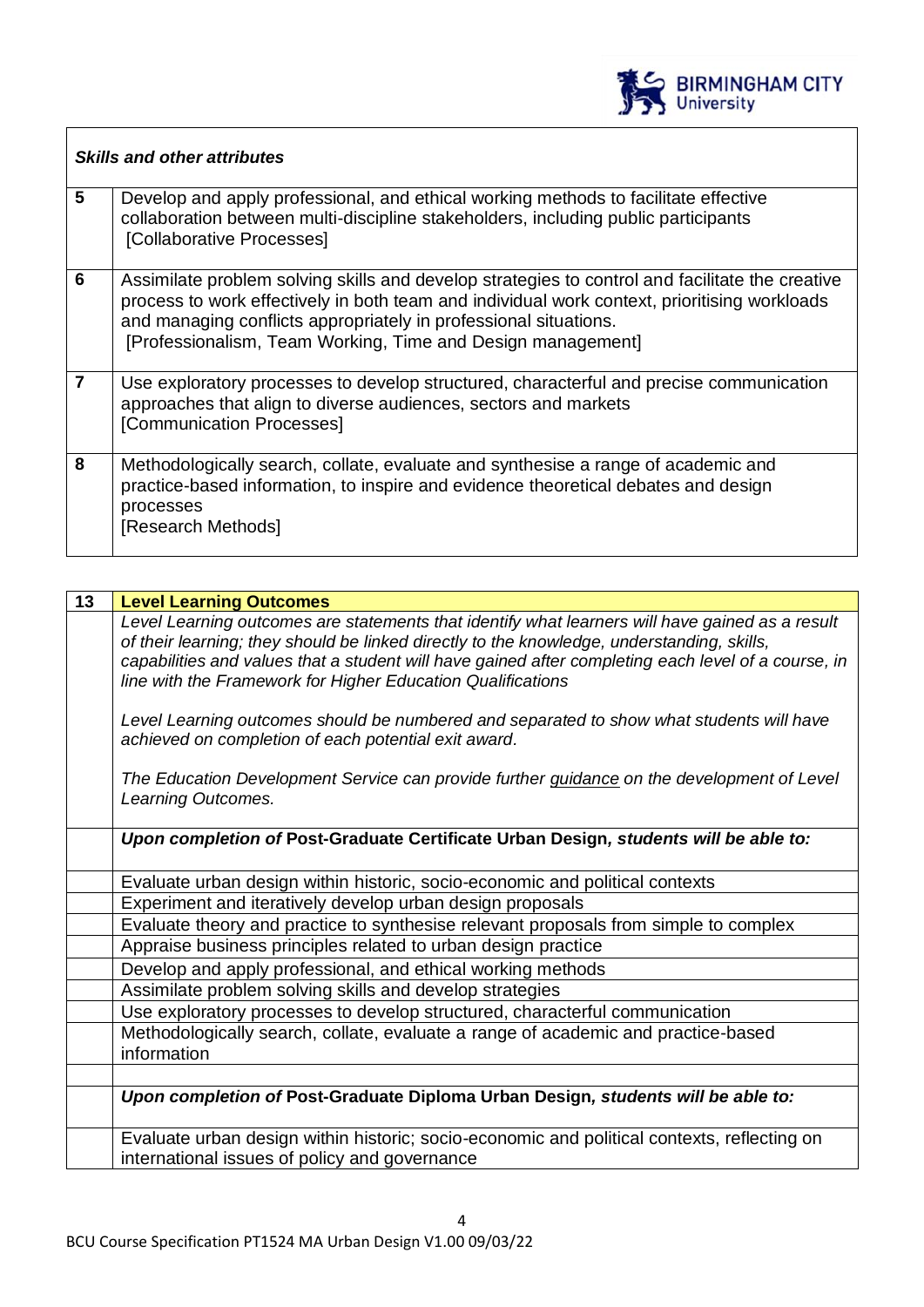| *Skills and other attributes* | |
|---|---|
| **5** | Develop and apply professional, and ethical working methods to facilitate effective collaboration between multi-discipline stakeholders, including public participants [Collaborative Processes] |
| **6** | Assimilate problem solving skills and develop strategies to control and facilitate the creative process to work effectively in both team and individual work context, prioritising workloads and managing conflicts appropriately in professional situations. [Professionalism, Team Working, Time and Design management] |
| **7** | Use exploratory processes to develop structured, characterful and precise communication approaches that align to diverse audiences, sectors and markets [Communication Processes] |
| **8** | Methodologically search, collate, evaluate and synthesise a range of academic and practice-based information, to inspire and evidence theoretical debates and design processes [Research Methods] |

| 13 | **Level Learning Outcomes** |
|---|---|
| | *Level Learning outcomes are statements that identify what learners will have gained as a result of their learning; they should be linked directly to the knowledge, understanding, skills, capabilities and values that a student will have gained after completing each level of a course, in line with the Framework for Higher Education Qualifications*<br><br>*Level Learning outcomes should be numbered and separated to show what students will have achieved on completion of each potential exit award.*<br><br>*The Education Development Service can provide further guidance on the development of Level Learning Outcomes.* |
| | ***Upon completion of* Post-Graduate Certificate Urban Design*, students will be able to:*** |
| | Evaluate urban design within historic, socio-economic and political contexts |
| | Experiment and iteratively develop urban design proposals |
| | Evaluate theory and practice to synthesise relevant proposals from simple to complex |
| | Appraise business principles related to urban design practice |
| | Develop and apply professional, and ethical working methods |
| | Assimilate problem solving skills and develop strategies |
| | Use exploratory processes to develop structured, characterful communication |
| | Methodologically search, collate, evaluate a range of academic and practice-based information |
| | |
| | ***Upon completion of* Post-Graduate Diploma Urban Design*, students will be able to:*** |
| | Evaluate urban design within historic; socio-economic and political contexts, reflecting on international issues of policy and governance |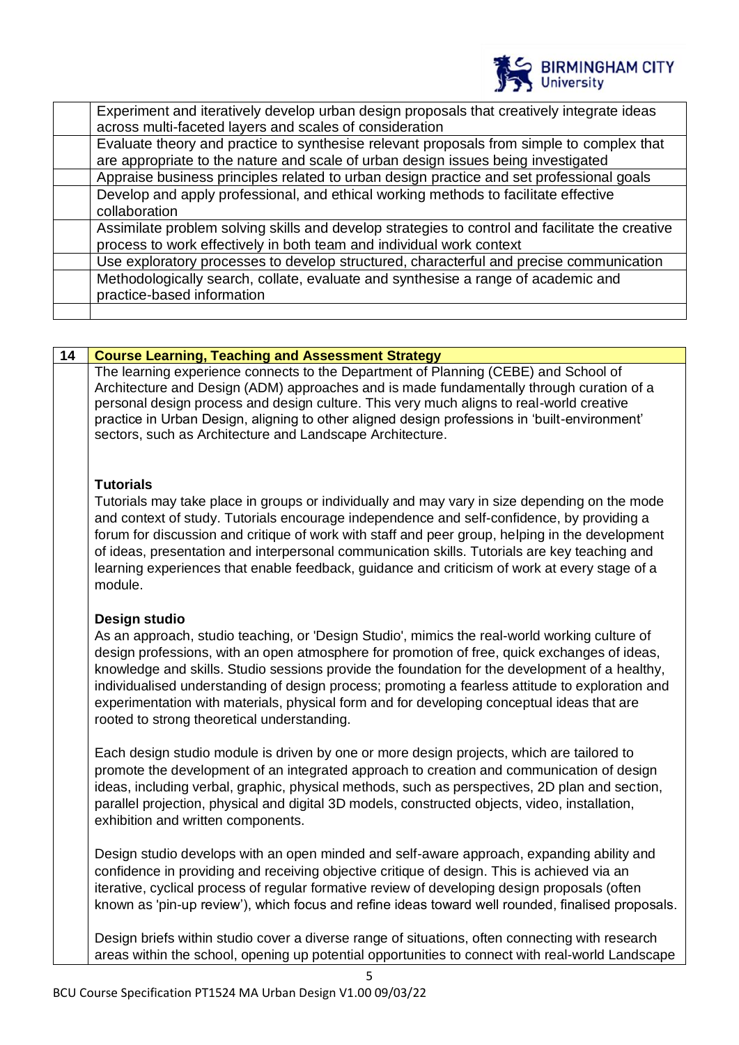| | |
|---|---|
| | Experiment and iteratively develop urban design proposals that creatively integrate ideas across multi-faceted layers and scales of consideration |
| | Evaluate theory and practice to synthesise relevant proposals from simple to complex that are appropriate to the nature and scale of urban design issues being investigated |
| | Appraise business principles related to urban design practice and set professional goals |
| | Develop and apply professional, and ethical working methods to facilitate effective collaboration |
| | Assimilate problem solving skills and develop strategies to control and facilitate the creative process to work effectively in both team and individual work context |
| | Use exploratory processes to develop structured, characterful and precise communication |
| | Methodologically search, collate, evaluate and synthesise a range of academic and practice-based information |
| | |

## 14 Course Learning, Teaching and Assessment Strategy

The learning experience connects to the Department of Planning (CEBE) and School of Architecture and Design (ADM) approaches and is made fundamentally through curation of a personal design process and design culture. This very much aligns to real-world creative practice in Urban Design, aligning to other aligned design professions in 'built-environment' sectors, such as Architecture and Landscape Architecture.

### Tutorials

Tutorials may take place in groups or individually and may vary in size depending on the mode and context of study. Tutorials encourage independence and self-confidence, by providing a forum for discussion and critique of work with staff and peer group, helping in the development of ideas, presentation and interpersonal communication skills. Tutorials are key teaching and learning experiences that enable feedback, guidance and criticism of work at every stage of a module.

### Design studio

As an approach, studio teaching, or 'Design Studio', mimics the real-world working culture of design professions, with an open atmosphere for promotion of free, quick exchanges of ideas, knowledge and skills. Studio sessions provide the foundation for the development of a healthy, individualised understanding of design process; promoting a fearless attitude to exploration and experimentation with materials, physical form and for developing conceptual ideas that are rooted to strong theoretical understanding.

Each design studio module is driven by one or more design projects, which are tailored to promote the development of an integrated approach to creation and communication of design ideas, including verbal, graphic, physical methods, such as perspectives, 2D plan and section, parallel projection, physical and digital 3D models, constructed objects, video, installation, exhibition and written components.

Design studio develops with an open minded and self-aware approach, expanding ability and confidence in providing and receiving objective critique of design. This is achieved via an iterative, cyclical process of regular formative review of developing design proposals (often known as 'pin-up review'), which focus and refine ideas toward well rounded, finalised proposals.

Design briefs within studio cover a diverse range of situations, often connecting with research areas within the school, opening up potential opportunities to connect with real-world Landscape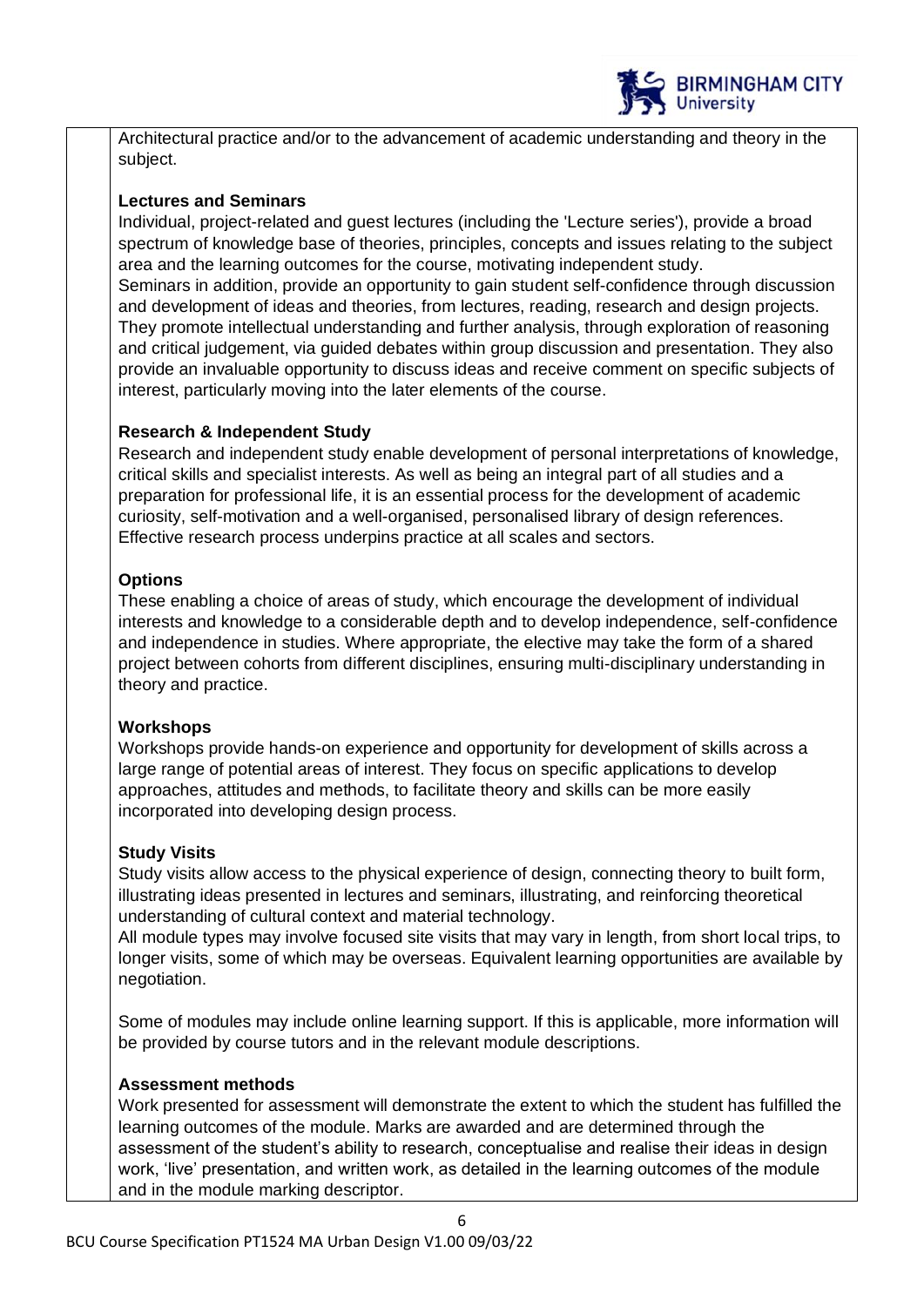Architectural practice and/or to the advancement of academic understanding and theory in the subject.

**Lectures and Seminars**

Individual, project-related and guest lectures (including the 'Lecture series'), provide a broad spectrum of knowledge base of theories, principles, concepts and issues relating to the subject area and the learning outcomes for the course, motivating independent study.

Seminars in addition, provide an opportunity to gain student self-confidence through discussion and development of ideas and theories, from lectures, reading, research and design projects. They promote intellectual understanding and further analysis, through exploration of reasoning and critical judgement, via guided debates within group discussion and presentation. They also provide an invaluable opportunity to discuss ideas and receive comment on specific subjects of interest, particularly moving into the later elements of the course.

**Research & Independent Study**

Research and independent study enable development of personal interpretations of knowledge, critical skills and specialist interests. As well as being an integral part of all studies and a preparation for professional life, it is an essential process for the development of academic curiosity, self-motivation and a well-organised, personalised library of design references. Effective research process underpins practice at all scales and sectors.

**Options**

These enabling a choice of areas of study, which encourage the development of individual interests and knowledge to a considerable depth and to develop independence, self-confidence and independence in studies. Where appropriate, the elective may take the form of a shared project between cohorts from different disciplines, ensuring multi-disciplinary understanding in theory and practice.

**Workshops**

Workshops provide hands-on experience and opportunity for development of skills across a large range of potential areas of interest. They focus on specific applications to develop approaches, attitudes and methods, to facilitate theory and skills can be more easily incorporated into developing design process.

**Study Visits**

Study visits allow access to the physical experience of design, connecting theory to built form, illustrating ideas presented in lectures and seminars, illustrating, and reinforcing theoretical understanding of cultural context and material technology.

All module types may involve focused site visits that may vary in length, from short local trips, to longer visits, some of which may be overseas. Equivalent learning opportunities are available by negotiation.

Some of modules may include online learning support. If this is applicable, more information will be provided by course tutors and in the relevant module descriptions.

**Assessment methods**

Work presented for assessment will demonstrate the extent to which the student has fulfilled the learning outcomes of the module. Marks are awarded and are determined through the assessment of the student's ability to research, conceptualise and realise their ideas in design work, 'live' presentation, and written work, as detailed in the learning outcomes of the module and in the module marking descriptor.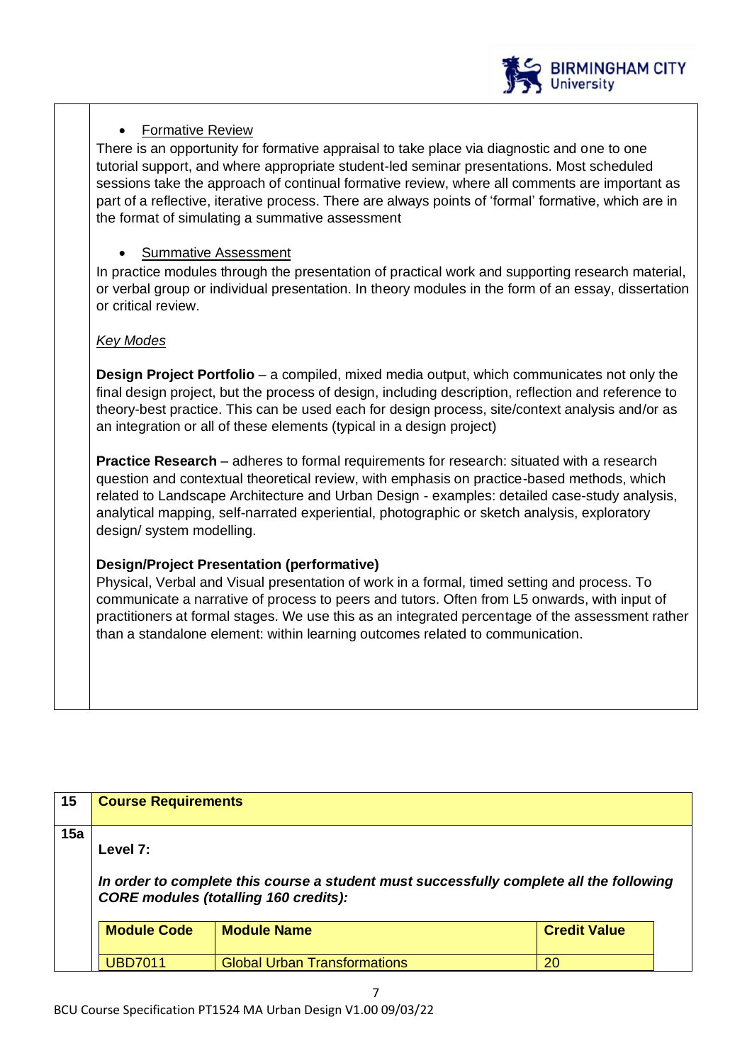- Formative Review

There is an opportunity for formative appraisal to take place via diagnostic and one to one tutorial support, and where appropriate student-led seminar presentations. Most scheduled sessions take the approach of continual formative review, where all comments are important as part of a reflective, iterative process. There are always points of 'formal' formative, which are in the format of simulating a summative assessment

- Summative Assessment

In practice modules through the presentation of practical work and supporting research material, or verbal group or individual presentation. In theory modules in the form of an essay, dissertation or critical review.

*Key Modes*

**Design Project Portfolio** – a compiled, mixed media output, which communicates not only the final design project, but the process of design, including description, reflection and reference to theory-best practice. This can be used each for design process, site/context analysis and/or as an integration or all of these elements (typical in a design project)

**Practice Research** – adheres to formal requirements for research: situated with a research question and contextual theoretical review, with emphasis on practice-based methods, which related to Landscape Architecture and Urban Design - examples: detailed case-study analysis, analytical mapping, self-narrated experiential, photographic or sketch analysis, exploratory design/ system modelling.

**Design/Project Presentation (performative)**

Physical, Verbal and Visual presentation of work in a formal, timed setting and process. To communicate a narrative of process to peers and tutors. Often from L5 onwards, with input of practitioners at formal stages. We use this as an integrated percentage of the assessment rather than a standalone element: within learning outcomes related to communication.

## 15 Course Requirements

### 15a

**Level 7:**

***In order to complete this course a student must successfully complete all the following CORE modules (totalling 160 credits):***

| Module Code | Module Name | Credit Value |
|---|---|---|
| UBD7011 | Global Urban Transformations | 20 |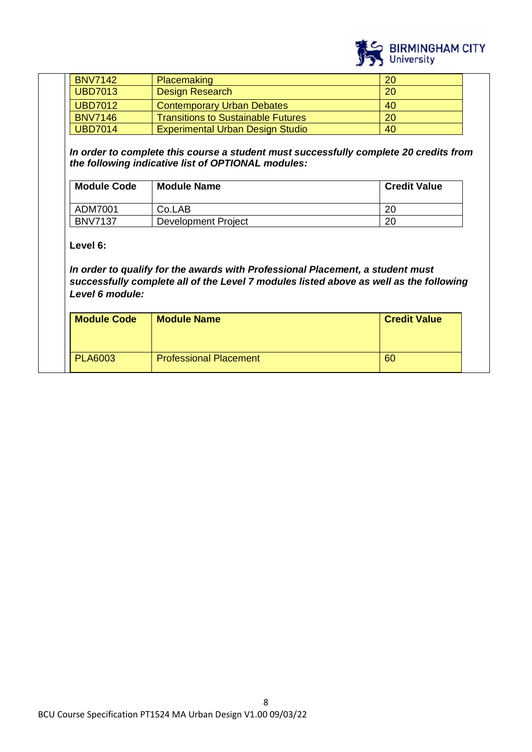| | | |
|---|---|---|
| BNV7142 | Placemaking | 20 |
| UBD7013 | Design Research | 20 |
| UBD7012 | Contemporary Urban Debates | 40 |
| BNV7146 | Transitions to Sustainable Futures | 20 |
| UBD7014 | Experimental Urban Design Studio | 40 |

***In order to complete this course a student must successfully complete 20 credits from the following indicative list of OPTIONAL modules:***

| Module Code | Module Name | Credit Value |
|---|---|---|
| ADM7001 | Co.LAB | 20 |
| BNV7137 | Development Project | 20 |

**Level 6:**

***In order to qualify for the awards with Professional Placement, a student must successfully complete all of the Level 7 modules listed above as well as the following Level 6 module:***

| Module Code | Module Name | Credit Value |
|---|---|---|
| PLA6003 | Professional Placement | 60 |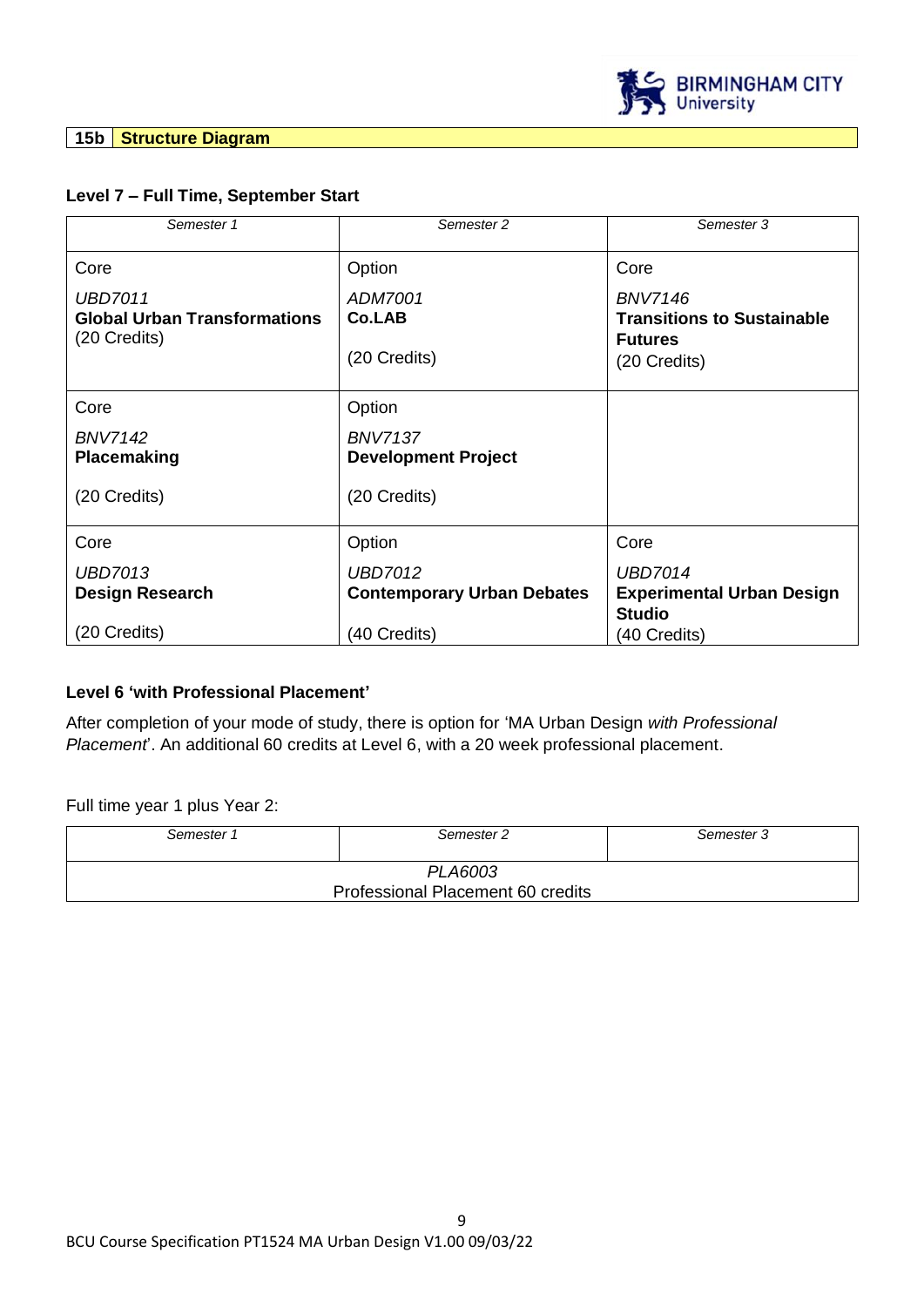## 15b Structure Diagram

**Level 7 – Full Time, September Start**

| *Semester 1* | *Semester 2* | *Semester 3* |
|---|---|---|
| Core<br>*UBD7011*<br>**Global Urban Transformations**<br>(20 Credits) | Option<br>*ADM7001*<br>**Co.LAB**<br>(20 Credits) | Core<br>*BNV7146*<br>**Transitions to Sustainable Futures**<br>(20 Credits) |
| Core<br>*BNV7142*<br>**Placemaking**<br>(20 Credits) | Option<br>*BNV7137*<br>**Development Project**<br>(20 Credits) | |
| Core<br>*UBD7013*<br>**Design Research**<br>(20 Credits) | Option<br>*UBD7012*<br>**Contemporary Urban Debates**<br>(40 Credits) | Core<br>*UBD7014*<br>**Experimental Urban Design Studio**<br>(40 Credits) |

**Level 6 'with Professional Placement'**

After completion of your mode of study, there is option for 'MA Urban Design *with Professional Placement*'. An additional 60 credits at Level 6, with a 20 week professional placement.

Full time year 1 plus Year 2:

| *Semester 1* | *Semester 2* | *Semester 3* |
|---|---|---|
| | *PLA6003*<br>Professional Placement 60 credits | |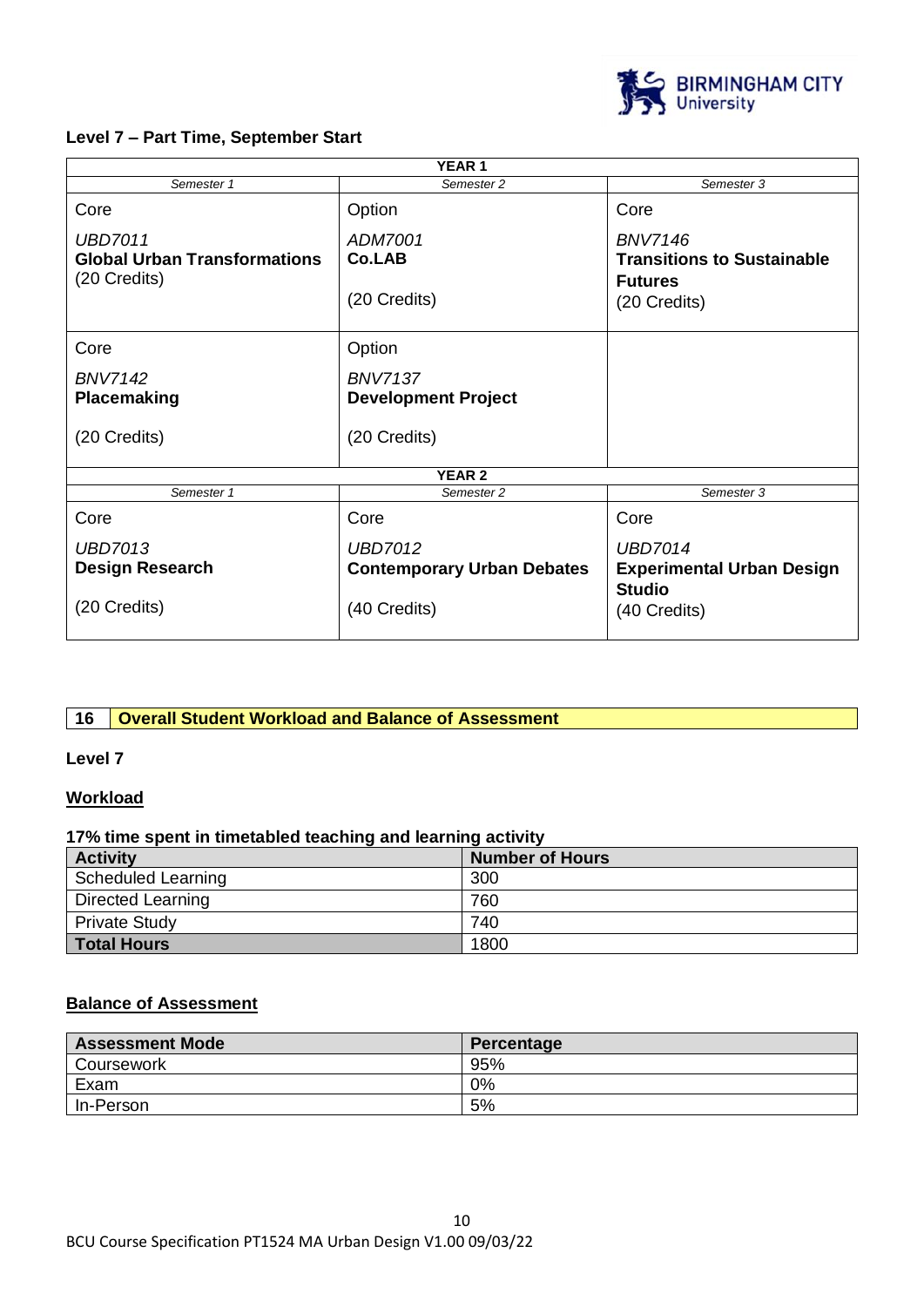**Level 7 – Part Time, September Start**

| YEAR 1 | | |
|---|---|---|
| *Semester 1* | *Semester 2* | *Semester 3* |
| Core<br><br>*UBD7011*<br>**Global Urban Transformations**<br>(20 Credits) | Option<br><br>*ADM7001*<br>**Co.LAB**<br><br>(20 Credits) | Core<br><br>*BNV7146*<br>**Transitions to Sustainable Futures**<br>(20 Credits) |
| Core<br><br>*BNV7142*<br>**Placemaking**<br><br>(20 Credits) | Option<br><br>*BNV7137*<br>**Development Project**<br><br>(20 Credits) | |
| **YEAR 2** | | |
| *Semester 1* | *Semester 2* | *Semester 3* |
| Core<br><br>*UBD7013*<br>**Design Research**<br><br>(20 Credits) | Core<br><br>*UBD7012*<br>**Contemporary Urban Debates**<br><br>(40 Credits) | Core<br><br>*UBD7014*<br>**Experimental Urban Design Studio**<br>(40 Credits) |

## 16 Overall Student Workload and Balance of Assessment

**Level 7**

**Workload**

**17% time spent in timetabled teaching and learning activity**

| Activity | Number of Hours |
|---|---|
| Scheduled Learning | 300 |
| Directed Learning | 760 |
| Private Study | 740 |
| **Total Hours** | 1800 |

**Balance of Assessment**

| Assessment Mode | Percentage |
|---|---|
| Coursework | 95% |
| Exam | 0% |
| In-Person | 5% |